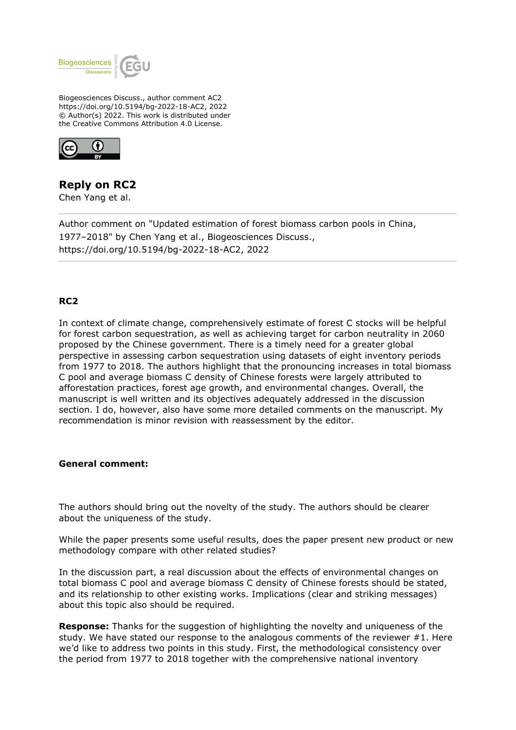Biogeosciences Discuss., author comment AC2
https://doi.org/10.5194/bg-2022-18-AC2, 2022
© Author(s) 2022. This work is distributed under
the Creative Commons Attribution 4.0 License.

## Reply on RC2

Chen Yang et al.

---

Author comment on "Updated estimation of forest biomass carbon pools in China, 1977–2018" by Chen Yang et al., Biogeosciences Discuss., https://doi.org/10.5194/bg-2022-18-AC2, 2022

---

**RC2**

In context of climate change, comprehensively estimate of forest C stocks will be helpful for forest carbon sequestration, as well as achieving target for carbon neutrality in 2060 proposed by the Chinese government. There is a timely need for a greater global perspective in assessing carbon sequestration using datasets of eight inventory periods from 1977 to 2018. The authors highlight that the pronouncing increases in total biomass C pool and average biomass C density of Chinese forests were largely attributed to afforestation practices, forest age growth, and environmental changes. Overall, the manuscript is well written and its objectives adequately addressed in the discussion section. I do, however, also have some more detailed comments on the manuscript. My recommendation is minor revision with reassessment by the editor.

**General comment:**

The authors should bring out the novelty of the study. The authors should be clearer about the uniqueness of the study.

While the paper presents some useful results, does the paper present new product or new methodology compare with other related studies?

In the discussion part, a real discussion about the effects of environmental changes on total biomass C pool and average biomass C density of Chinese forests should be stated, and its relationship to other existing works. Implications (clear and striking messages) about this topic also should be required.

**Response:** Thanks for the suggestion of highlighting the novelty and uniqueness of the study. We have stated our response to the analogous comments of the reviewer #1. Here we'd like to address two points in this study. First, the methodological consistency over the period from 1977 to 2018 together with the comprehensive national inventory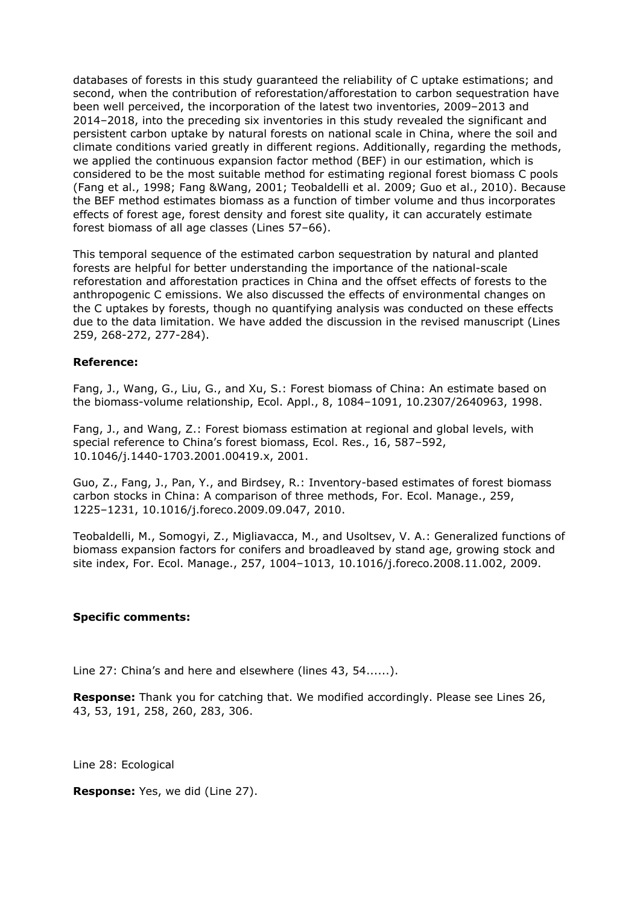databases of forests in this study guaranteed the reliability of C uptake estimations; and second, when the contribution of reforestation/afforestation to carbon sequestration have been well perceived, the incorporation of the latest two inventories, 2009–2013 and 2014–2018, into the preceding six inventories in this study revealed the significant and persistent carbon uptake by natural forests on national scale in China, where the soil and climate conditions varied greatly in different regions. Additionally, regarding the methods, we applied the continuous expansion factor method (BEF) in our estimation, which is considered to be the most suitable method for estimating regional forest biomass C pools (Fang et al., 1998; Fang &Wang, 2001; Teobaldelli et al. 2009; Guo et al., 2010). Because the BEF method estimates biomass as a function of timber volume and thus incorporates effects of forest age, forest density and forest site quality, it can accurately estimate forest biomass of all age classes (Lines 57–66).

This temporal sequence of the estimated carbon sequestration by natural and planted forests are helpful for better understanding the importance of the national-scale reforestation and afforestation practices in China and the offset effects of forests to the anthropogenic C emissions. We also discussed the effects of environmental changes on the C uptakes by forests, though no quantifying analysis was conducted on these effects due to the data limitation. We have added the discussion in the revised manuscript (Lines 259, 268-272, 277-284).

**Reference:**

Fang, J., Wang, G., Liu, G., and Xu, S.: Forest biomass of China: An estimate based on the biomass-volume relationship, Ecol. Appl., 8, 1084–1091, 10.2307/2640963, 1998.

Fang, J., and Wang, Z.: Forest biomass estimation at regional and global levels, with special reference to China's forest biomass, Ecol. Res., 16, 587–592, 10.1046/j.1440-1703.2001.00419.x, 2001.

Guo, Z., Fang, J., Pan, Y., and Birdsey, R.: Inventory-based estimates of forest biomass carbon stocks in China: A comparison of three methods, For. Ecol. Manage., 259, 1225–1231, 10.1016/j.foreco.2009.09.047, 2010.

Teobaldelli, M., Somogyi, Z., Migliavacca, M., and Usoltsev, V. A.: Generalized functions of biomass expansion factors for conifers and broadleaved by stand age, growing stock and site index, For. Ecol. Manage., 257, 1004–1013, 10.1016/j.foreco.2008.11.002, 2009.

**Specific comments:**

Line 27: China's and here and elsewhere (lines 43, 54......).

**Response:** Thank you for catching that. We modified accordingly. Please see Lines 26, 43, 53, 191, 258, 260, 283, 306.

Line 28: Ecological

**Response:** Yes, we did (Line 27).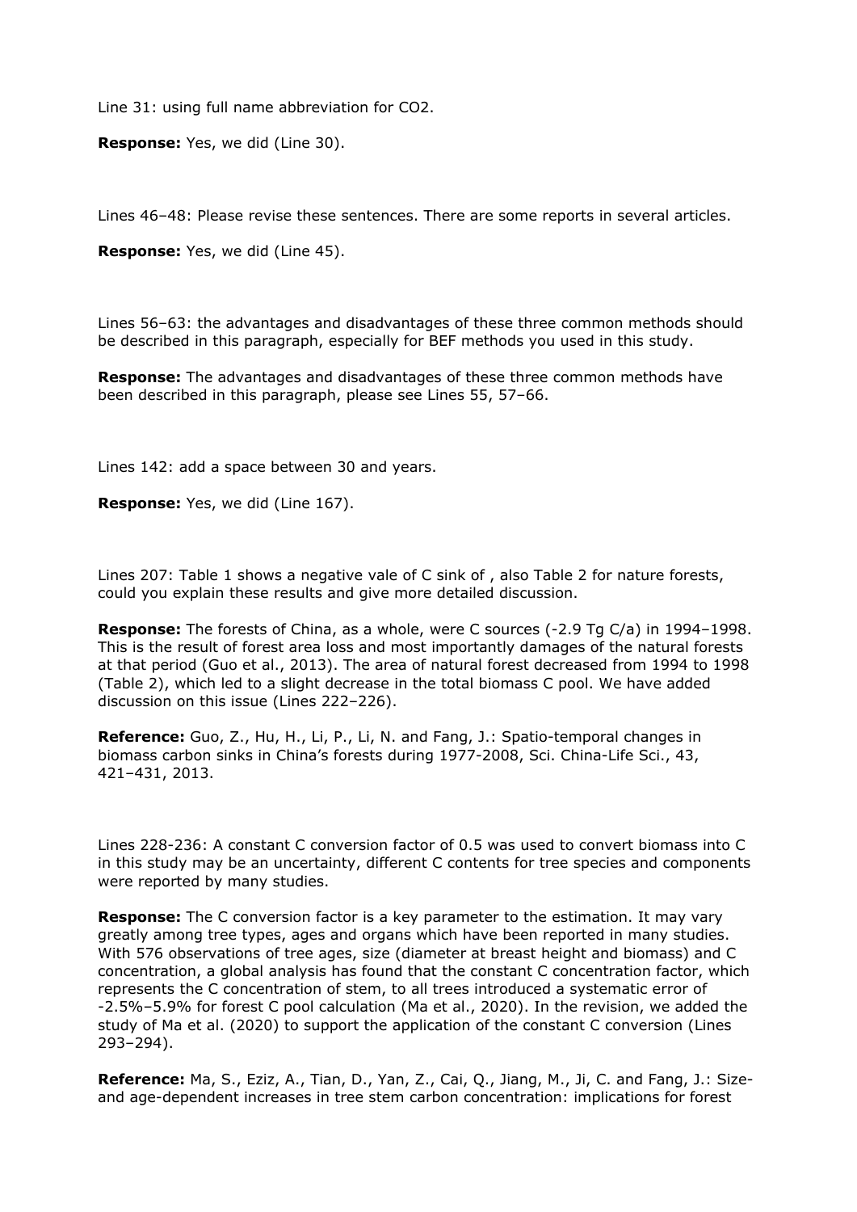Line 31: using full name abbreviation for $CO_2$.

**Response:** Yes, we did (Line 30).

Lines 46–48: Please revise these sentences. There are some reports in several articles.

**Response:** Yes, we did (Line 45).

Lines 56–63: the advantages and disadvantages of these three common methods should be described in this paragraph, especially for BEF methods you used in this study.

**Response:** The advantages and disadvantages of these three common methods have been described in this paragraph, please see Lines 55, 57–66.

Lines 142: add a space between 30 and years.

**Response:** Yes, we did (Line 167).

Lines 207: Table 1 shows a negative vale of C sink of , also Table 2 for nature forests, could you explain these results and give more detailed discussion.

**Response:** The forests of China, as a whole, were C sources (-2.9 Tg C/a) in 1994–1998. This is the result of forest area loss and most importantly damages of the natural forests at that period (Guo et al., 2013). The area of natural forest decreased from 1994 to 1998 (Table 2), which led to a slight decrease in the total biomass C pool. We have added discussion on this issue (Lines 222–226).

**Reference:** Guo, Z., Hu, H., Li, P., Li, N. and Fang, J.: Spatio-temporal changes in biomass carbon sinks in China's forests during 1977-2008, Sci. China-Life Sci., 43, 421–431, 2013.

Lines 228-236: A constant C conversion factor of 0.5 was used to convert biomass into C in this study may be an uncertainty, different C contents for tree species and components were reported by many studies.

**Response:** The C conversion factor is a key parameter to the estimation. It may vary greatly among tree types, ages and organs which have been reported in many studies. With 576 observations of tree ages, size (diameter at breast height and biomass) and C concentration, a global analysis has found that the constant C concentration factor, which represents the C concentration of stem, to all trees introduced a systematic error of -2.5%–5.9% for forest C pool calculation (Ma et al., 2020). In the revision, we added the study of Ma et al. (2020) to support the application of the constant C conversion (Lines 293–294).

**Reference:** Ma, S., Eziz, A., Tian, D., Yan, Z., Cai, Q., Jiang, M., Ji, C. and Fang, J.: Size- and age-dependent increases in tree stem carbon concentration: implications for forest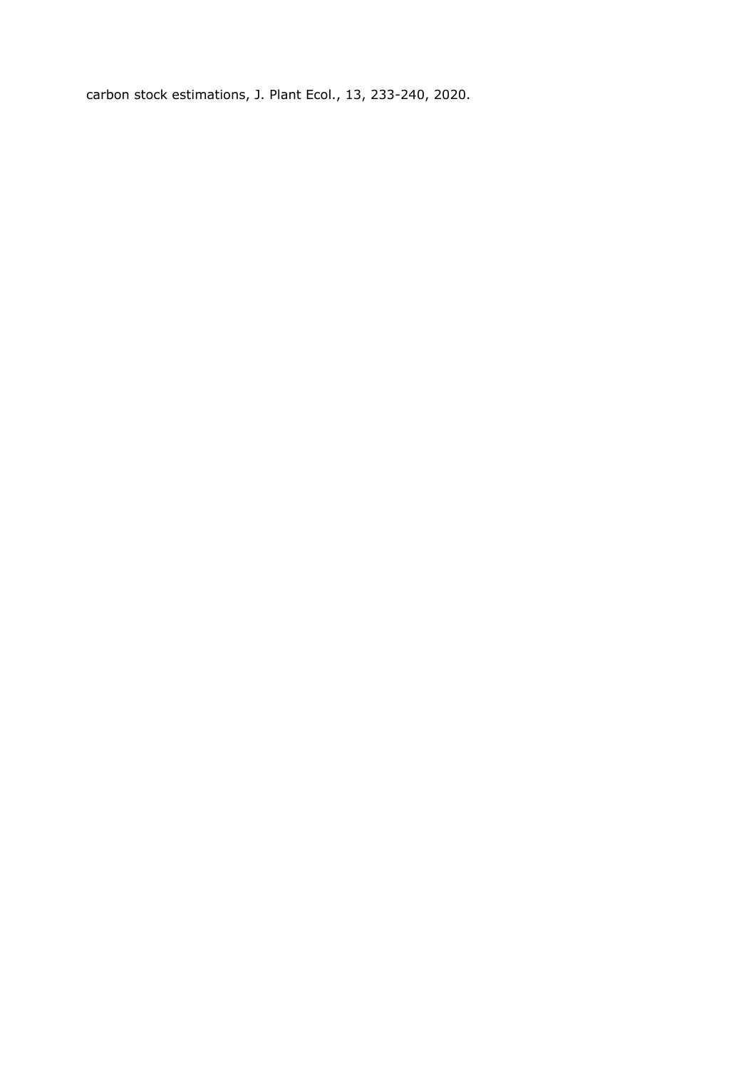carbon stock estimations, J. Plant Ecol., 13, 233-240, 2020.